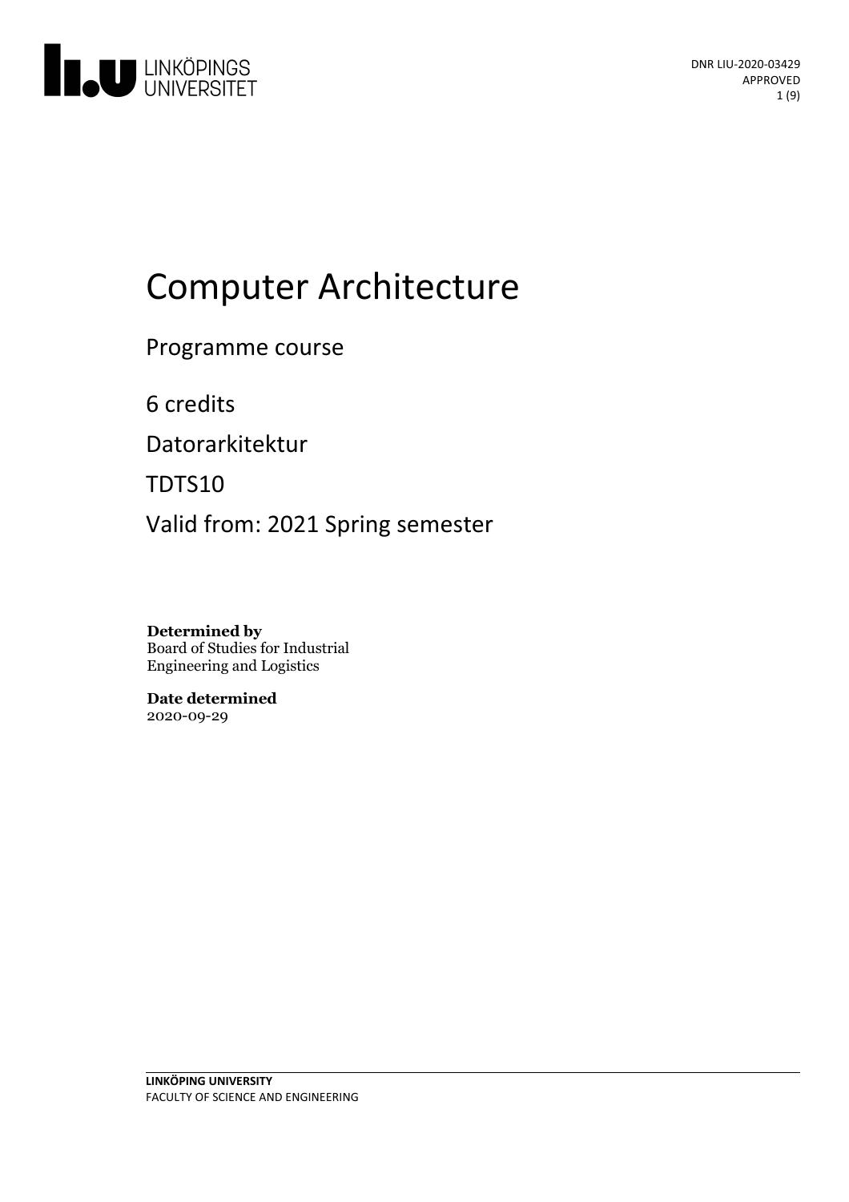DNR LIU-2020-03429
APPROVED

# Computer Architecture

Programme course

6 credits

Datorarkitektur

TDTS10

Valid from: 2021 Spring semester

**Determined by**
Board of Studies for Industrial Engineering and Logistics

**Date determined**
2020-09-29

**LINKÖPING UNIVERSITY**
FACULTY OF SCIENCE AND ENGINEERING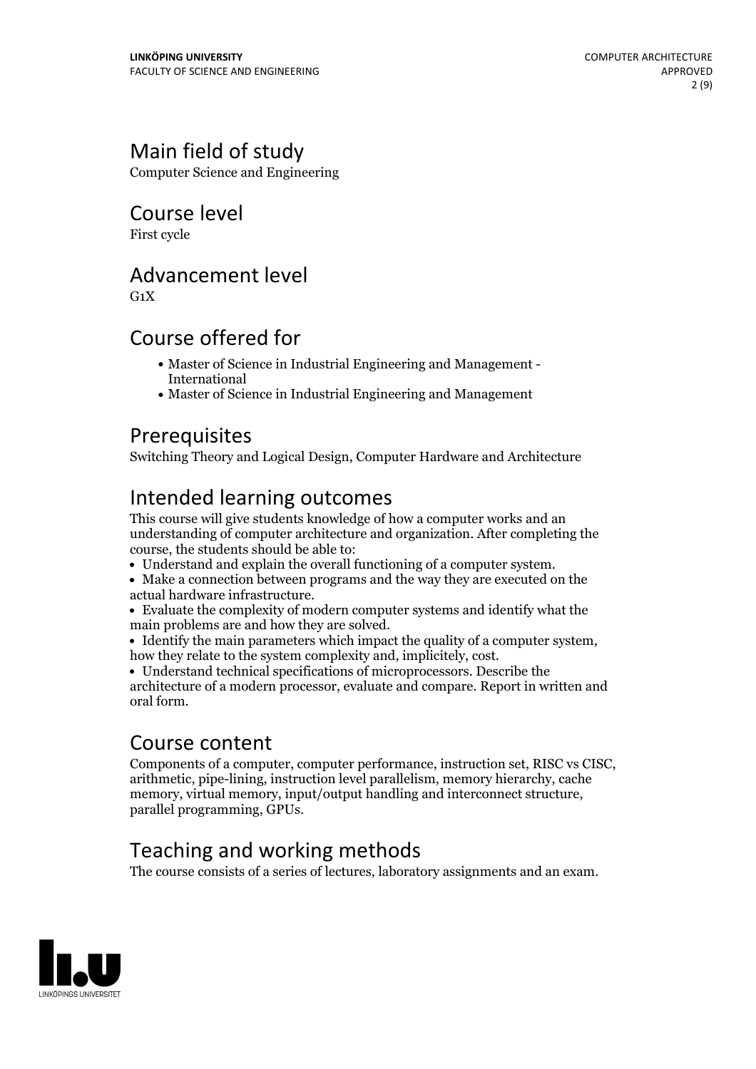## Main field of study

Computer Science and Engineering

## Course level

First cycle

## Advancement level

G1X

## Course offered for

- Master of Science in Industrial Engineering and Management - International
- Master of Science in Industrial Engineering and Management

## Prerequisites

Switching Theory and Logical Design, Computer Hardware and Architecture

## Intended learning outcomes

This course will give students knowledge of how a computer works and an understanding of computer architecture and organization. After completing the course, the students should be able to:

- Understand and explain the overall functioning of a computer system.
- Make a connection between programs and the way they are executed on the actual hardware infrastructure.
- Evaluate the complexity of modern computer systems and identify what the main problems are and how they are solved.
- Identify the main parameters which impact the quality of a computer system, how they relate to the system complexity and, implicitely, cost.
- Understand technical specifications of microprocessors. Describe the architecture of a modern processor, evaluate and compare. Report in written and oral form.

## Course content

Components of a computer, computer performance, instruction set, RISC vs CISC, arithmetic, pipe-lining, instruction level parallelism, memory hierarchy, cache memory, virtual memory, input/output handling and interconnect structure, parallel programming, GPUs.

## Teaching and working methods

The course consists of a series of lectures, laboratory assignments and an exam.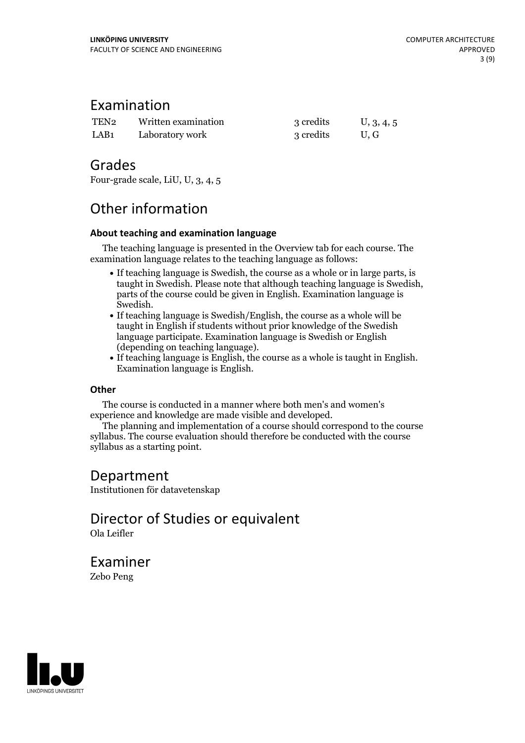## Examination

| | | | |
|---|---|---|---|
| TEN2 | Written examination | 3 credits | U, 3, 4, 5 |
| LAB1 | Laboratory work | 3 credits | U, G |

## Grades

Four-grade scale, LiU, U, 3, 4, 5

## Other information

### About teaching and examination language

The teaching language is presented in the Overview tab for each course. The examination language relates to the teaching language as follows:

- If teaching language is Swedish, the course as a whole or in large parts, is taught in Swedish. Please note that although teaching language is Swedish, parts of the course could be given in English. Examination language is Swedish.
- If teaching language is Swedish/English, the course as a whole will be taught in English if students without prior knowledge of the Swedish language participate. Examination language is Swedish or English (depending on teaching language).
- If teaching language is English, the course as a whole is taught in English. Examination language is English.

### Other

The course is conducted in a manner where both men's and women's experience and knowledge are made visible and developed.

The planning and implementation of a course should correspond to the course syllabus. The course evaluation should therefore be conducted with the course syllabus as a starting point.

## Department

Institutionen för datavetenskap

## Director of Studies or equivalent

Ola Leifler

## Examiner

Zebo Peng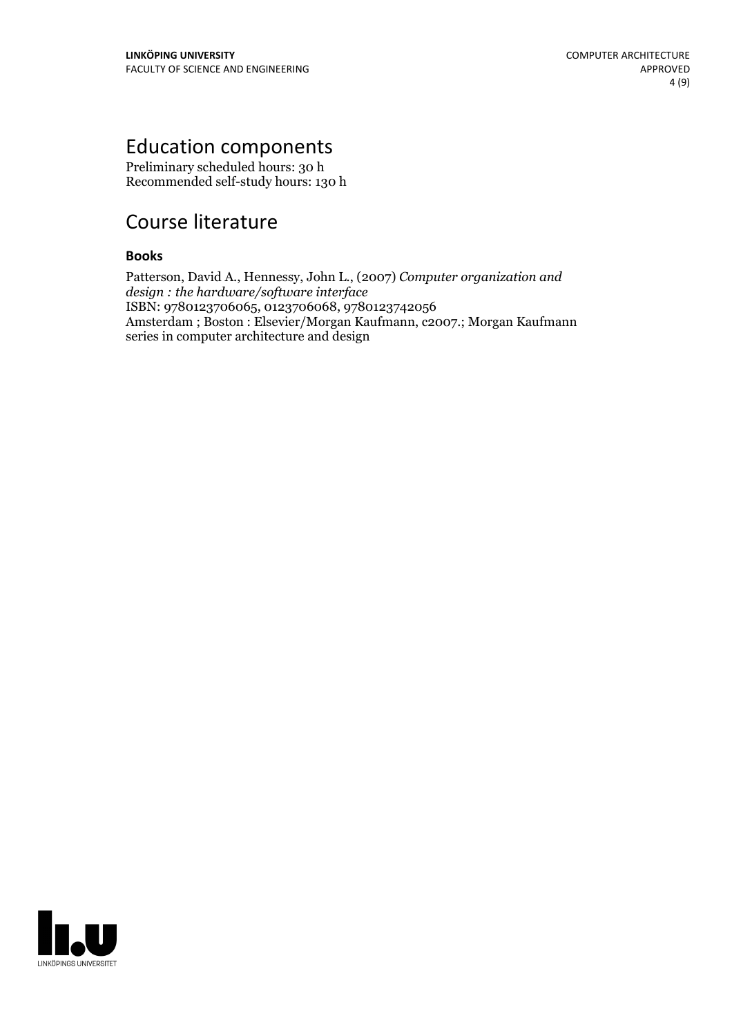# Education components

Preliminary scheduled hours: 30 h
Recommended self-study hours: 130 h

# Course literature

### Books

Patterson, David A., Hennessy, John L., (2007) *Computer organization and design : the hardware/software interface*
ISBN: 9780123706065, 0123706068, 9780123742056
Amsterdam ; Boston : Elsevier/Morgan Kaufmann, c2007.; Morgan Kaufmann series in computer architecture and design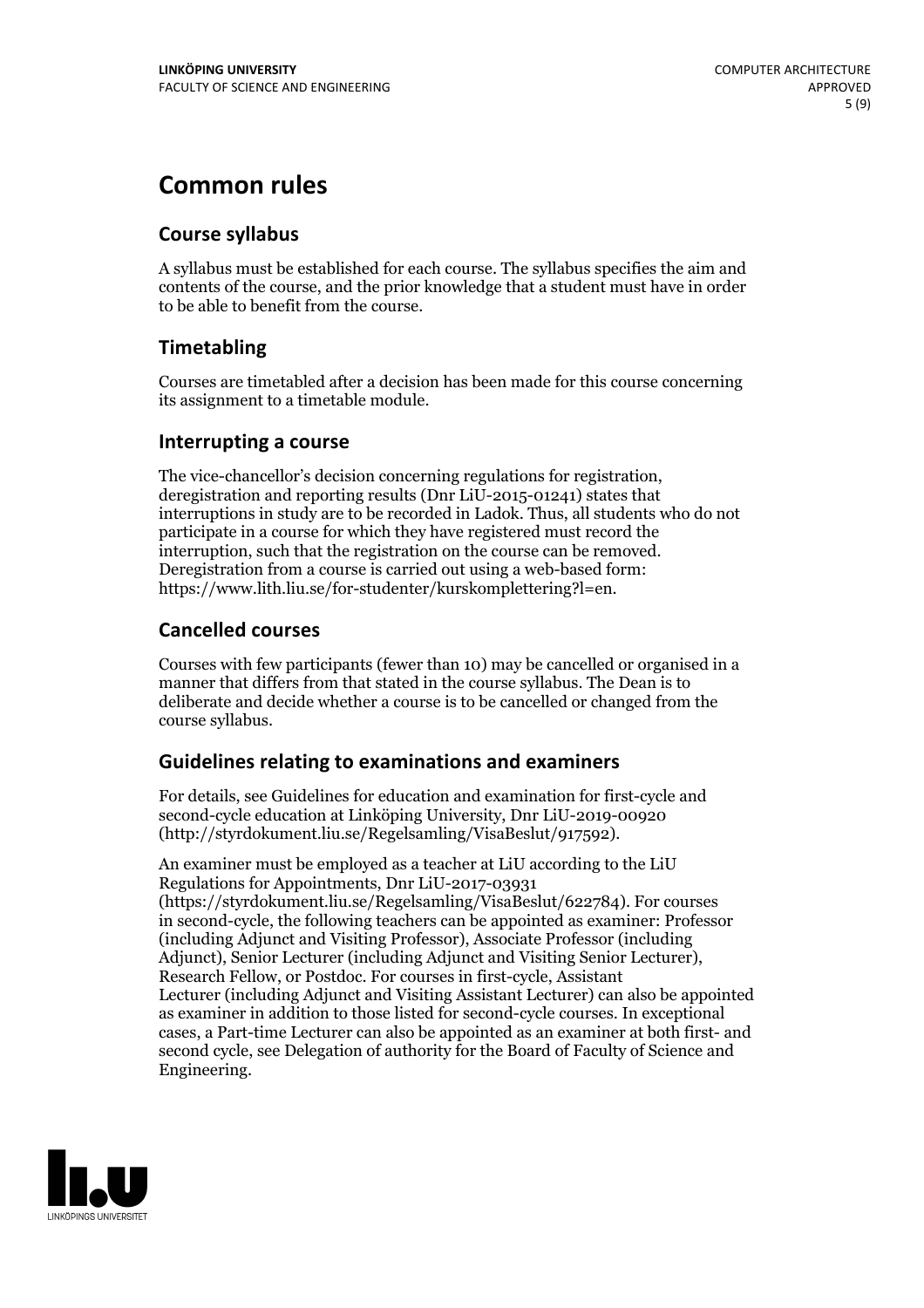# Common rules

## Course syllabus

A syllabus must be established for each course. The syllabus specifies the aim and contents of the course, and the prior knowledge that a student must have in order to be able to benefit from the course.

## Timetabling

Courses are timetabled after a decision has been made for this course concerning its assignment to a timetable module.

## Interrupting a course

The vice-chancellor's decision concerning regulations for registration, deregistration and reporting results (Dnr LiU-2015-01241) states that interruptions in study are to be recorded in Ladok. Thus, all students who do not participate in a course for which they have registered must record the interruption, such that the registration on the course can be removed. Deregistration from a course is carried out using a web-based form: https://www.lith.liu.se/for-studenter/kurskomplettering?l=en.

## Cancelled courses

Courses with few participants (fewer than 10) may be cancelled or organised in a manner that differs from that stated in the course syllabus. The Dean is to deliberate and decide whether a course is to be cancelled or changed from the course syllabus.

## Guidelines relating to examinations and examiners

For details, see Guidelines for education and examination for first-cycle and second-cycle education at Linköping University, Dnr LiU-2019-00920 (http://styrdokument.liu.se/Regelsamling/VisaBeslut/917592).

An examiner must be employed as a teacher at LiU according to the LiU Regulations for Appointments, Dnr LiU-2017-03931 (https://styrdokument.liu.se/Regelsamling/VisaBeslut/622784). For courses in second-cycle, the following teachers can be appointed as examiner: Professor (including Adjunct and Visiting Professor), Associate Professor (including Adjunct), Senior Lecturer (including Adjunct and Visiting Senior Lecturer), Research Fellow, or Postdoc. For courses in first-cycle, Assistant Lecturer (including Adjunct and Visiting Assistant Lecturer) can also be appointed as examiner in addition to those listed for second-cycle courses. In exceptional cases, a Part-time Lecturer can also be appointed as an examiner at both first- and second cycle, see Delegation of authority for the Board of Faculty of Science and Engineering.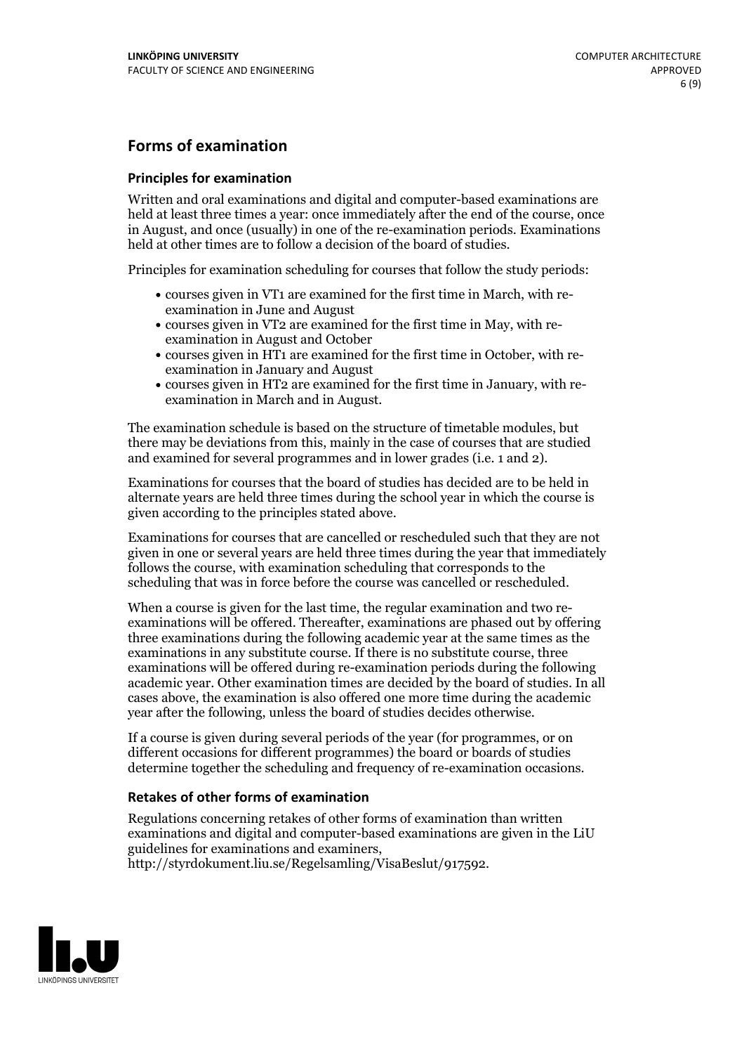## Forms of examination

### Principles for examination

Written and oral examinations and digital and computer-based examinations are held at least three times a year: once immediately after the end of the course, once in August, and once (usually) in one of the re-examination periods. Examinations held at other times are to follow a decision of the board of studies.

Principles for examination scheduling for courses that follow the study periods:

- courses given in VT1 are examined for the first time in March, with re-examination in June and August
- courses given in VT2 are examined for the first time in May, with re-examination in August and October
- courses given in HT1 are examined for the first time in October, with re-examination in January and August
- courses given in HT2 are examined for the first time in January, with re-examination in March and in August.

The examination schedule is based on the structure of timetable modules, but there may be deviations from this, mainly in the case of courses that are studied and examined for several programmes and in lower grades (i.e. 1 and 2).

Examinations for courses that the board of studies has decided are to be held in alternate years are held three times during the school year in which the course is given according to the principles stated above.

Examinations for courses that are cancelled or rescheduled such that they are not given in one or several years are held three times during the year that immediately follows the course, with examination scheduling that corresponds to the scheduling that was in force before the course was cancelled or rescheduled.

When a course is given for the last time, the regular examination and two re-examinations will be offered. Thereafter, examinations are phased out by offering three examinations during the following academic year at the same times as the examinations in any substitute course. If there is no substitute course, three examinations will be offered during re-examination periods during the following academic year. Other examination times are decided by the board of studies. In all cases above, the examination is also offered one more time during the academic year after the following, unless the board of studies decides otherwise.

If a course is given during several periods of the year (for programmes, or on different occasions for different programmes) the board or boards of studies determine together the scheduling and frequency of re-examination occasions.

### Retakes of other forms of examination

Regulations concerning retakes of other forms of examination than written examinations and digital and computer-based examinations are given in the LiU guidelines for examinations and examiners, http://styrdokument.liu.se/Regelsamling/VisaBeslut/917592.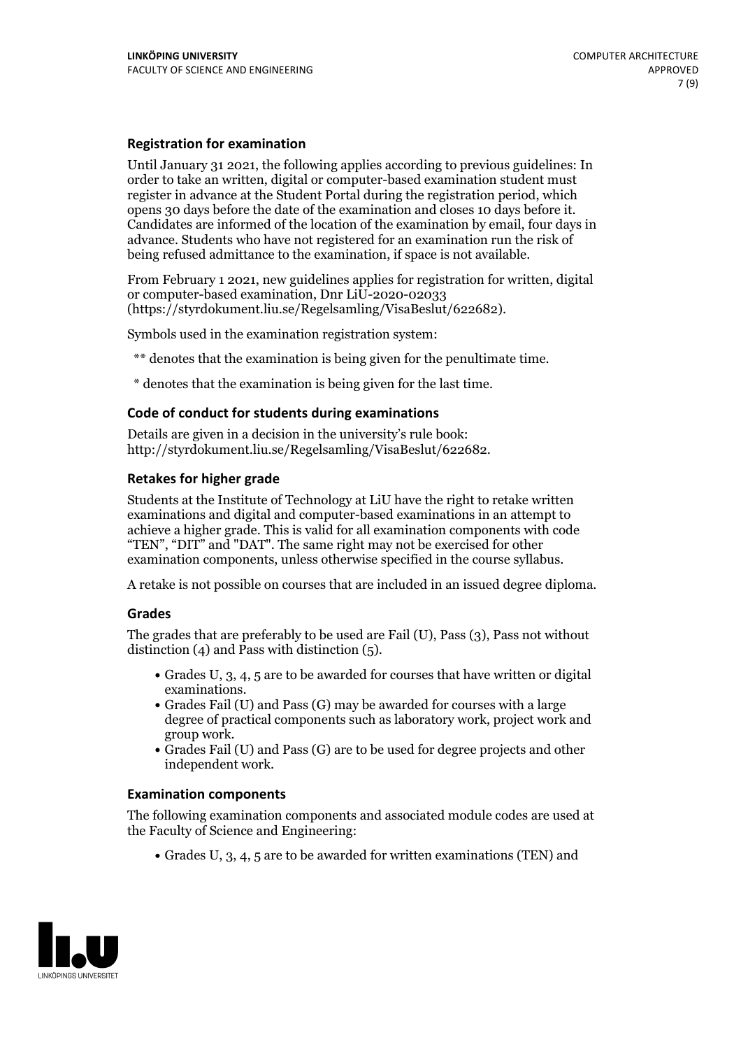### Registration for examination

Until January 31 2021, the following applies according to previous guidelines: In order to take an written, digital or computer-based examination student must register in advance at the Student Portal during the registration period, which opens 30 days before the date of the examination and closes 10 days before it. Candidates are informed of the location of the examination by email, four days in advance. Students who have not registered for an examination run the risk of being refused admittance to the examination, if space is not available.

From February 1 2021, new guidelines applies for registration for written, digital or computer-based examination, Dnr LiU-2020-02033 (https://styrdokument.liu.se/Regelsamling/VisaBeslut/622682).

Symbols used in the examination registration system:

** denotes that the examination is being given for the penultimate time.

* denotes that the examination is being given for the last time.

### Code of conduct for students during examinations

Details are given in a decision in the university's rule book: http://styrdokument.liu.se/Regelsamling/VisaBeslut/622682.

### Retakes for higher grade

Students at the Institute of Technology at LiU have the right to retake written examinations and digital and computer-based examinations in an attempt to achieve a higher grade. This is valid for all examination components with code "TEN", "DIT" and "DAT". The same right may not be exercised for other examination components, unless otherwise specified in the course syllabus.

A retake is not possible on courses that are included in an issued degree diploma.

### Grades

The grades that are preferably to be used are Fail (U), Pass (3), Pass not without distinction (4) and Pass with distinction (5).

- Grades U, 3, 4, 5 are to be awarded for courses that have written or digital examinations.
- Grades Fail (U) and Pass (G) may be awarded for courses with a large degree of practical components such as laboratory work, project work and group work.
- Grades Fail (U) and Pass (G) are to be used for degree projects and other independent work.

### Examination components

The following examination components and associated module codes are used at the Faculty of Science and Engineering:

- Grades U, 3, 4, 5 are to be awarded for written examinations (TEN) and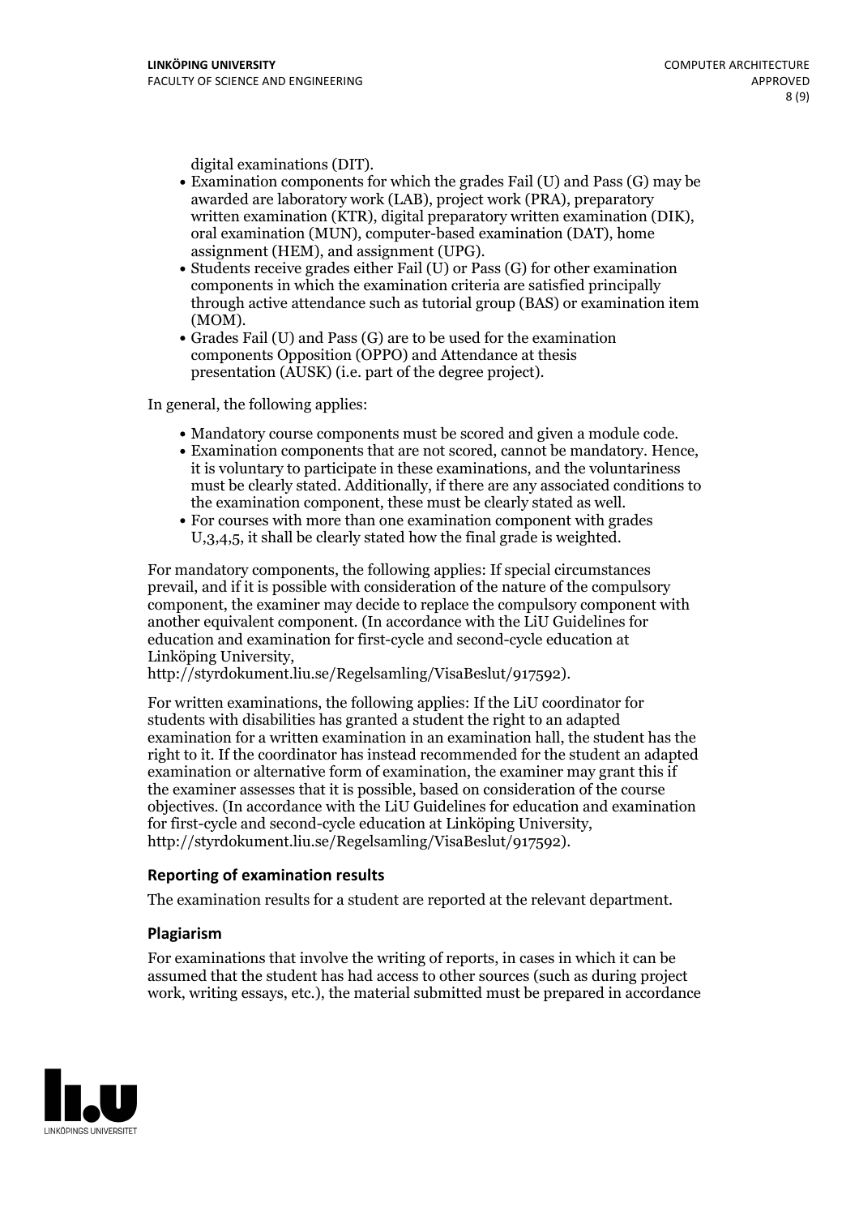digital examinations (DIT).

- Examination components for which the grades Fail (U) and Pass (G) may be awarded are laboratory work (LAB), project work (PRA), preparatory written examination (KTR), digital preparatory written examination (DIK), oral examination (MUN), computer-based examination (DAT), home assignment (HEM), and assignment (UPG).
- Students receive grades either Fail (U) or Pass (G) for other examination components in which the examination criteria are satisfied principally through active attendance such as tutorial group (BAS) or examination item (MOM).
- Grades Fail (U) and Pass (G) are to be used for the examination components Opposition (OPPO) and Attendance at thesis presentation (AUSK) (i.e. part of the degree project).

In general, the following applies:

- Mandatory course components must be scored and given a module code.
- Examination components that are not scored, cannot be mandatory. Hence, it is voluntary to participate in these examinations, and the voluntariness must be clearly stated. Additionally, if there are any associated conditions to the examination component, these must be clearly stated as well.
- For courses with more than one examination component with grades U,3,4,5, it shall be clearly stated how the final grade is weighted.

For mandatory components, the following applies: If special circumstances prevail, and if it is possible with consideration of the nature of the compulsory component, the examiner may decide to replace the compulsory component with another equivalent component. (In accordance with the LiU Guidelines for education and examination for first-cycle and second-cycle education at Linköping University, http://styrdokument.liu.se/Regelsamling/VisaBeslut/917592).

For written examinations, the following applies: If the LiU coordinator for students with disabilities has granted a student the right to an adapted examination for a written examination in an examination hall, the student has the right to it. If the coordinator has instead recommended for the student an adapted examination or alternative form of examination, the examiner may grant this if the examiner assesses that it is possible, based on consideration of the course objectives. (In accordance with the LiU Guidelines for education and examination for first-cycle and second-cycle education at Linköping University, http://styrdokument.liu.se/Regelsamling/VisaBeslut/917592).

### Reporting of examination results

The examination results for a student are reported at the relevant department.

### Plagiarism

For examinations that involve the writing of reports, in cases in which it can be assumed that the student has had access to other sources (such as during project work, writing essays, etc.), the material submitted must be prepared in accordance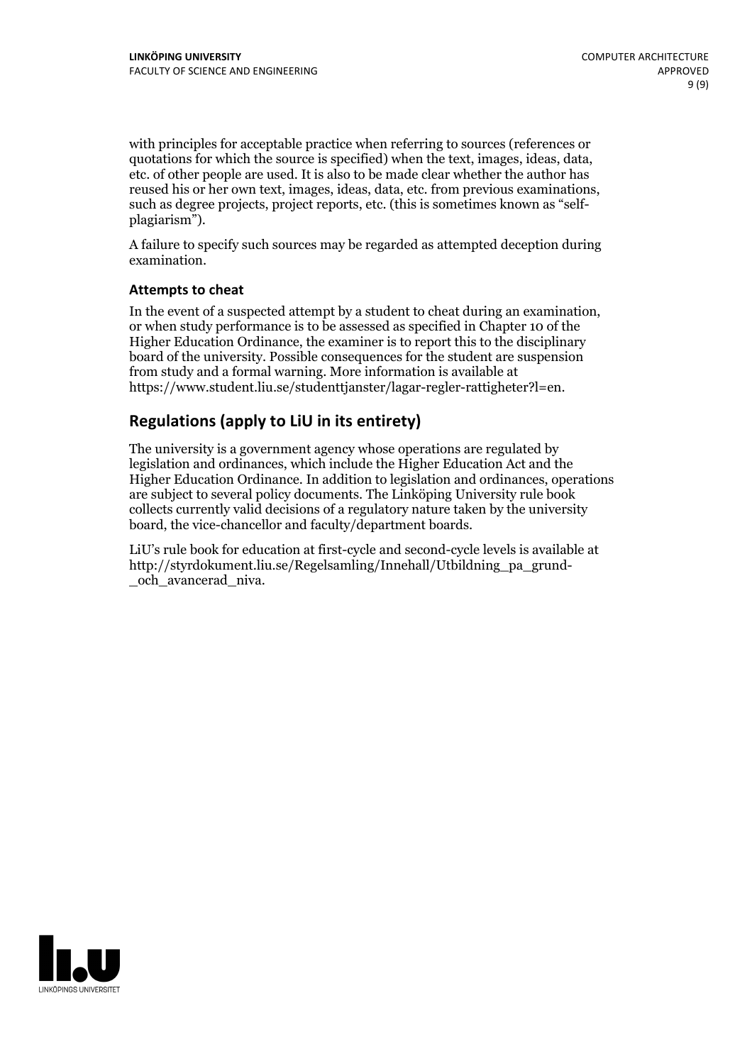with principles for acceptable practice when referring to sources (references or quotations for which the source is specified) when the text, images, ideas, data, etc. of other people are used. It is also to be made clear whether the author has reused his or her own text, images, ideas, data, etc. from previous examinations, such as degree projects, project reports, etc. (this is sometimes known as "self-plagiarism").

A failure to specify such sources may be regarded as attempted deception during examination.

### Attempts to cheat

In the event of a suspected attempt by a student to cheat during an examination, or when study performance is to be assessed as specified in Chapter 10 of the Higher Education Ordinance, the examiner is to report this to the disciplinary board of the university. Possible consequences for the student are suspension from study and a formal warning. More information is available at https://www.student.liu.se/studenttjanster/lagar-regler-rattigheter?l=en.

## Regulations (apply to LiU in its entirety)

The university is a government agency whose operations are regulated by legislation and ordinances, which include the Higher Education Act and the Higher Education Ordinance. In addition to legislation and ordinances, operations are subject to several policy documents. The Linköping University rule book collects currently valid decisions of a regulatory nature taken by the university board, the vice-chancellor and faculty/department boards.

LiU's rule book for education at first-cycle and second-cycle levels is available at http://styrdokument.liu.se/Regelsamling/Innehall/Utbildning_pa_grund-_och_avancerad_niva.